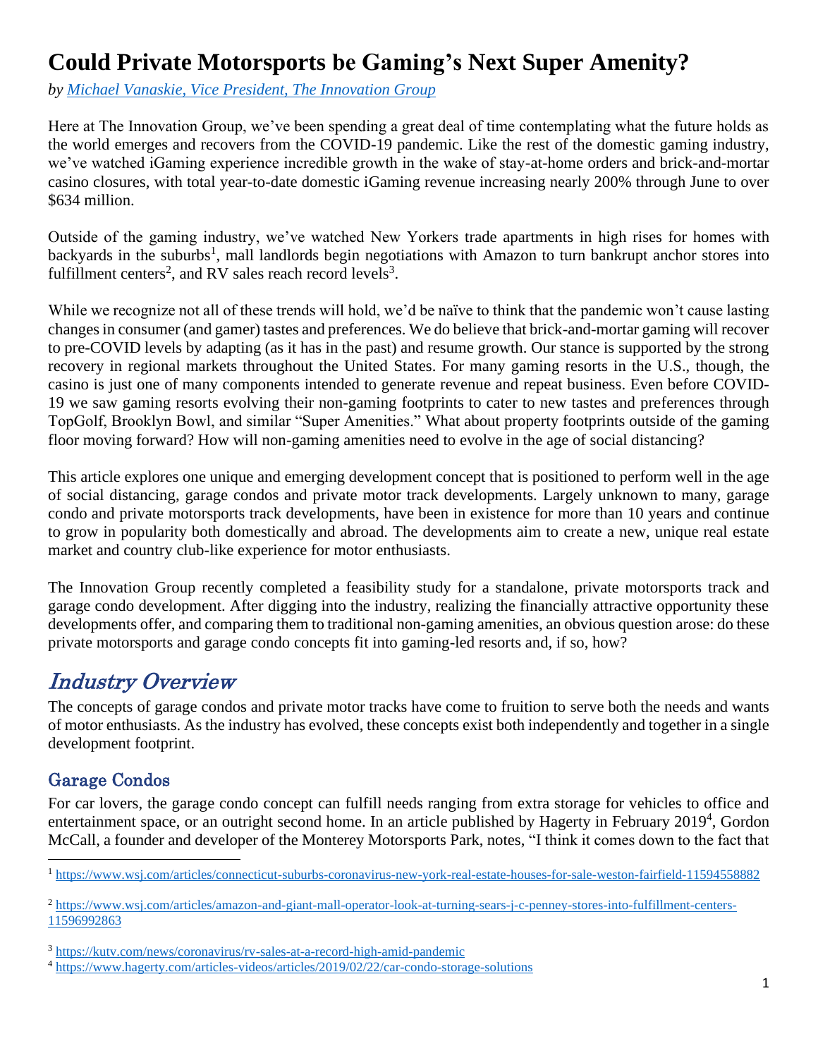# Could Private Motorsports be Gaming's Next Super Amenity?

*by [Michael Vanaskie, Vice President, The Innovation Group](#)*

Here at The Innovation Group, we've been spending a great deal of time contemplating what the future holds as the world emerges and recovers from the COVID-19 pandemic. Like the rest of the domestic gaming industry, we've watched iGaming experience incredible growth in the wake of stay-at-home orders and brick-and-mortar casino closures, with total year-to-date domestic iGaming revenue increasing nearly 200% through June to over $634 million.

Outside of the gaming industry, we've watched New Yorkers trade apartments in high rises for homes with backyards in the suburbs[1], mall landlords begin negotiations with Amazon to turn bankrupt anchor stores into fulfillment centers[2], and RV sales reach record levels[3].

While we recognize not all of these trends will hold, we'd be naïve to think that the pandemic won't cause lasting changes in consumer (and gamer) tastes and preferences. We do believe that brick-and-mortar gaming will recover to pre-COVID levels by adapting (as it has in the past) and resume growth. Our stance is supported by the strong recovery in regional markets throughout the United States. For many gaming resorts in the U.S., though, the casino is just one of many components intended to generate revenue and repeat business. Even before COVID-19 we saw gaming resorts evolving their non-gaming footprints to cater to new tastes and preferences through TopGolf, Brooklyn Bowl, and similar "Super Amenities." What about property footprints outside of the gaming floor moving forward? How will non-gaming amenities need to evolve in the age of social distancing?

This article explores one unique and emerging development concept that is positioned to perform well in the age of social distancing, garage condos and private motor track developments. Largely unknown to many, garage condo and private motorsports track developments, have been in existence for more than 10 years and continue to grow in popularity both domestically and abroad. The developments aim to create a new, unique real estate market and country club-like experience for motor enthusiasts.

The Innovation Group recently completed a feasibility study for a standalone, private motorsports track and garage condo development. After digging into the industry, realizing the financially attractive opportunity these developments offer, and comparing them to traditional non-gaming amenities, an obvious question arose: do these private motorsports and garage condo concepts fit into gaming-led resorts and, if so, how?

## *Industry Overview*

The concepts of garage condos and private motor tracks have come to fruition to serve both the needs and wants of motor enthusiasts. As the industry has evolved, these concepts exist both independently and together in a single development footprint.

### Garage Condos

For car lovers, the garage condo concept can fulfill needs ranging from extra storage for vehicles to office and entertainment space, or an outright second home. In an article published by Hagerty in February 2019[4], Gordon McCall, a founder and developer of the Monterey Motorsports Park, notes, "I think it comes down to the fact that

---

[1] https://www.wsj.com/articles/connecticut-suburbs-coronavirus-new-york-real-estate-houses-for-sale-weston-fairfield-11594558882

[2] https://www.wsj.com/articles/amazon-and-giant-mall-operator-look-at-turning-sears-j-c-penney-stores-into-fulfillment-centers-11596992863

[3] https://kutv.com/news/coronavirus/rv-sales-at-a-record-high-amid-pandemic

[4] https://www.hagerty.com/articles-videos/articles/2019/02/22/car-condo-storage-solutions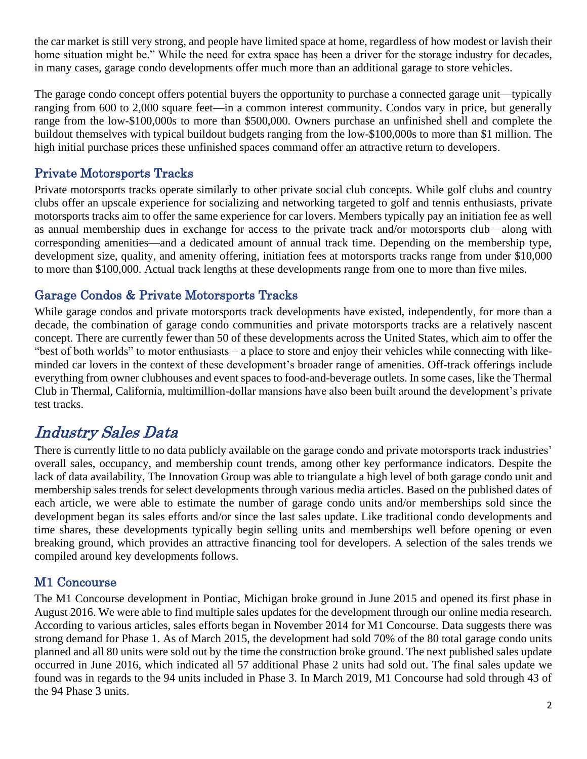the car market is still very strong, and people have limited space at home, regardless of how modest or lavish their home situation might be." While the need for extra space has been a driver for the storage industry for decades, in many cases, garage condo developments offer much more than an additional garage to store vehicles.

The garage condo concept offers potential buyers the opportunity to purchase a connected garage unit—typically ranging from 600 to 2,000 square feet—in a common interest community. Condos vary in price, but generally range from the low-$100,000s to more than $500,000. Owners purchase an unfinished shell and complete the buildout themselves with typical buildout budgets ranging from the low-$100,000s to more than $1 million. The high initial purchase prices these unfinished spaces command offer an attractive return to developers.

### Private Motorsports Tracks

Private motorsports tracks operate similarly to other private social club concepts. While golf clubs and country clubs offer an upscale experience for socializing and networking targeted to golf and tennis enthusiasts, private motorsports tracks aim to offer the same experience for car lovers. Members typically pay an initiation fee as well as annual membership dues in exchange for access to the private track and/or motorsports club—along with corresponding amenities—and a dedicated amount of annual track time. Depending on the membership type, development size, quality, and amenity offering, initiation fees at motorsports tracks range from under $10,000 to more than $100,000. Actual track lengths at these developments range from one to more than five miles.

### Garage Condos & Private Motorsports Tracks

While garage condos and private motorsports track developments have existed, independently, for more than a decade, the combination of garage condo communities and private motorsports tracks are a relatively nascent concept. There are currently fewer than 50 of these developments across the United States, which aim to offer the "best of both worlds" to motor enthusiasts – a place to store and enjoy their vehicles while connecting with like-minded car lovers in the context of these development's broader range of amenities. Off-track offerings include everything from owner clubhouses and event spaces to food-and-beverage outlets. In some cases, like the Thermal Club in Thermal, California, multimillion-dollar mansions have also been built around the development's private test tracks.

## *Industry Sales Data*

There is currently little to no data publicly available on the garage condo and private motorsports track industries' overall sales, occupancy, and membership count trends, among other key performance indicators. Despite the lack of data availability, The Innovation Group was able to triangulate a high level of both garage condo unit and membership sales trends for select developments through various media articles. Based on the published dates of each article, we were able to estimate the number of garage condo units and/or memberships sold since the development began its sales efforts and/or since the last sales update. Like traditional condo developments and time shares, these developments typically begin selling units and memberships well before opening or even breaking ground, which provides an attractive financing tool for developers. A selection of the sales trends we compiled around key developments follows.

### M1 Concourse

The M1 Concourse development in Pontiac, Michigan broke ground in June 2015 and opened its first phase in August 2016. We were able to find multiple sales updates for the development through our online media research. According to various articles, sales efforts began in November 2014 for M1 Concourse. Data suggests there was strong demand for Phase 1. As of March 2015, the development had sold 70% of the 80 total garage condo units planned and all 80 units were sold out by the time the construction broke ground. The next published sales update occurred in June 2016, which indicated all 57 additional Phase 2 units had sold out. The final sales update we found was in regards to the 94 units included in Phase 3. In March 2019, M1 Concourse had sold through 43 of the 94 Phase 3 units.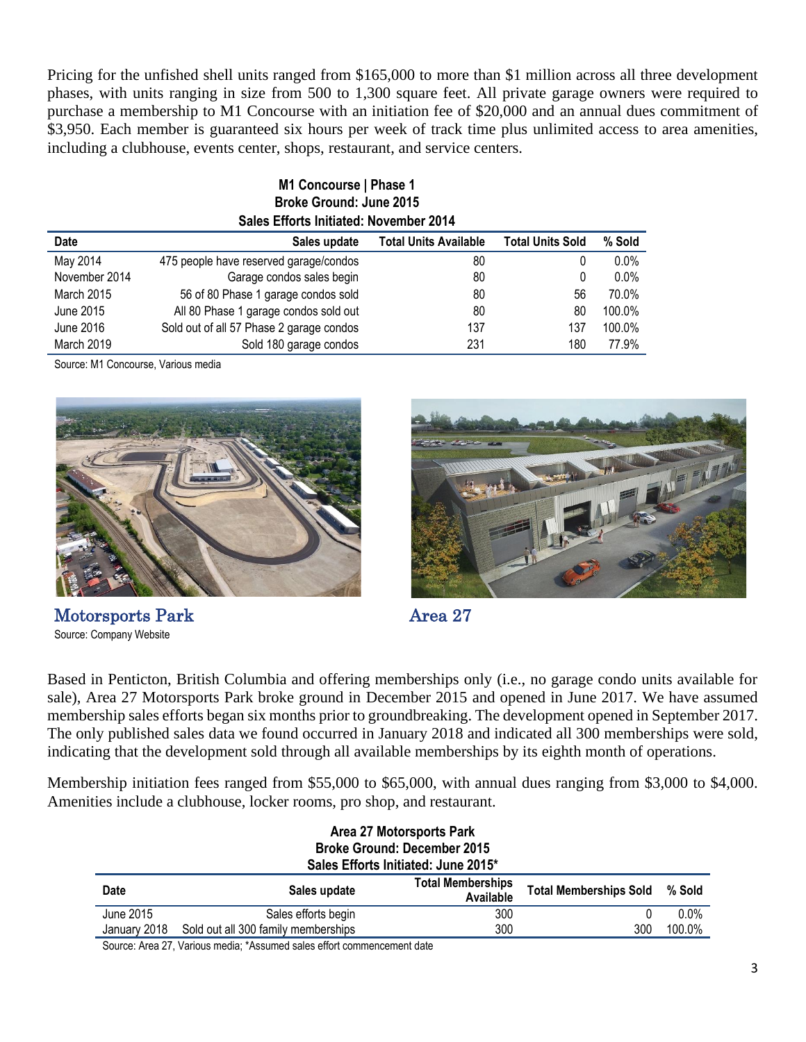Pricing for the unfished shell units ranged from $165,000 to more than $1 million across all three development phases, with units ranging in size from 500 to 1,300 square feet. All private garage owners were required to purchase a membership to M1 Concourse with an initiation fee of $20,000 and an annual dues commitment of $3,950. Each member is guaranteed six hours per week of track time plus unlimited access to area amenities, including a clubhouse, events center, shops, restaurant, and service centers.

**M1 Concourse | Phase 1**
**Broke Ground: June 2015**
**Sales Efforts Initiated: November 2014**

| Date | Sales update | Total Units Available | Total Units Sold | % Sold |
|---|---|---|---|---|
| May 2014 | 475 people have reserved garage/condos | 80 | 0 | 0.0% |
| November 2014 | Garage condos sales begin | 80 | 0 | 0.0% |
| March 2015 | 56 of 80 Phase 1 garage condos sold | 80 | 56 | 70.0% |
| June 2015 | All 80 Phase 1 garage condos sold out | 80 | 80 | 100.0% |
| June 2016 | Sold out of all 57 Phase 2 garage condos | 137 | 137 | 100.0% |
| March 2019 | Sold 180 garage condos | 231 | 180 | 77.9% |

Source: M1 Concourse, Various media

Motorsports Park

Source: Company Website

Area 27

Based in Penticton, British Columbia and offering memberships only (i.e., no garage condo units available for sale), Area 27 Motorsports Park broke ground in December 2015 and opened in June 2017. We have assumed membership sales efforts began six months prior to groundbreaking. The development opened in September 2017. The only published sales data we found occurred in January 2018 and indicated all 300 memberships were sold, indicating that the development sold through all available memberships by its eighth month of operations.

Membership initiation fees ranged from $55,000 to $65,000, with annual dues ranging from $3,000 to $4,000. Amenities include a clubhouse, locker rooms, pro shop, and restaurant.

**Area 27 Motorsports Park**
**Broke Ground: December 2015**
**Sales Efforts Initiated: June 2015***

| Date | Sales update | Total Memberships Available | Total Memberships Sold | % Sold |
|---|---|---|---|---|
| June 2015 | Sales efforts begin | 300 | 0 | 0.0% |
| January 2018 | Sold out all 300 family memberships | 300 | 300 | 100.0% |

Source: Area 27, Various media; *Assumed sales effort commencement date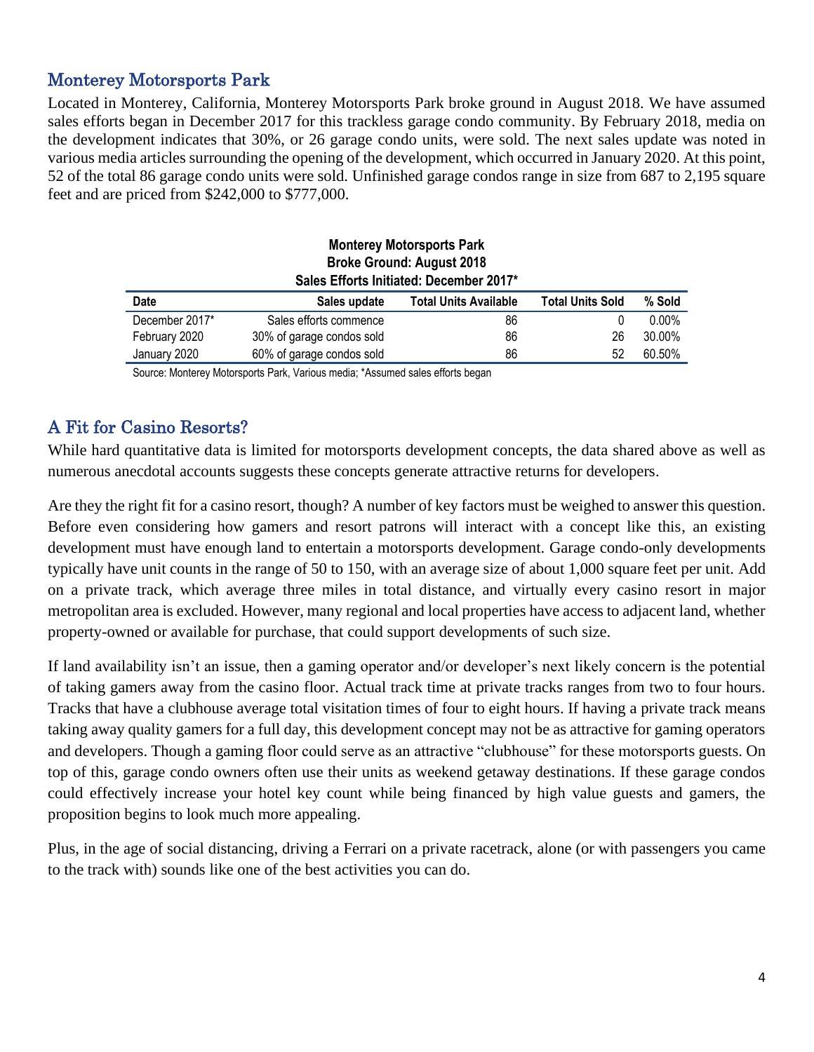## Monterey Motorsports Park

Located in Monterey, California, Monterey Motorsports Park broke ground in August 2018. We have assumed sales efforts began in December 2017 for this trackless garage condo community. By February 2018, media on the development indicates that 30%, or 26 garage condo units, were sold. The next sales update was noted in various media articles surrounding the opening of the development, which occurred in January 2020. At this point, 52 of the total 86 garage condo units were sold. Unfinished garage condos range in size from 687 to 2,195 square feet and are priced from $242,000 to $777,000.

**Monterey Motorsports Park**
**Broke Ground: August 2018**
**Sales Efforts Initiated: December 2017***

| Date | Sales update | Total Units Available | Total Units Sold | % Sold |
|---|---|---|---|---|
| December 2017* | Sales efforts commence | 86 | 0 | 0.00% |
| February 2020 | 30% of garage condos sold | 86 | 26 | 30.00% |
| January 2020 | 60% of garage condos sold | 86 | 52 | 60.50% |

Source: Monterey Motorsports Park, Various media; *Assumed sales efforts began

## A Fit for Casino Resorts?

While hard quantitative data is limited for motorsports development concepts, the data shared above as well as numerous anecdotal accounts suggests these concepts generate attractive returns for developers.

Are they the right fit for a casino resort, though? A number of key factors must be weighed to answer this question. Before even considering how gamers and resort patrons will interact with a concept like this, an existing development must have enough land to entertain a motorsports development. Garage condo-only developments typically have unit counts in the range of 50 to 150, with an average size of about 1,000 square feet per unit. Add on a private track, which average three miles in total distance, and virtually every casino resort in major metropolitan area is excluded. However, many regional and local properties have access to adjacent land, whether property-owned or available for purchase, that could support developments of such size.

If land availability isn't an issue, then a gaming operator and/or developer's next likely concern is the potential of taking gamers away from the casino floor. Actual track time at private tracks ranges from two to four hours. Tracks that have a clubhouse average total visitation times of four to eight hours. If having a private track means taking away quality gamers for a full day, this development concept may not be as attractive for gaming operators and developers. Though a gaming floor could serve as an attractive "clubhouse" for these motorsports guests. On top of this, garage condo owners often use their units as weekend getaway destinations. If these garage condos could effectively increase your hotel key count while being financed by high value guests and gamers, the proposition begins to look much more appealing.

Plus, in the age of social distancing, driving a Ferrari on a private racetrack, alone (or with passengers you came to the track with) sounds like one of the best activities you can do.